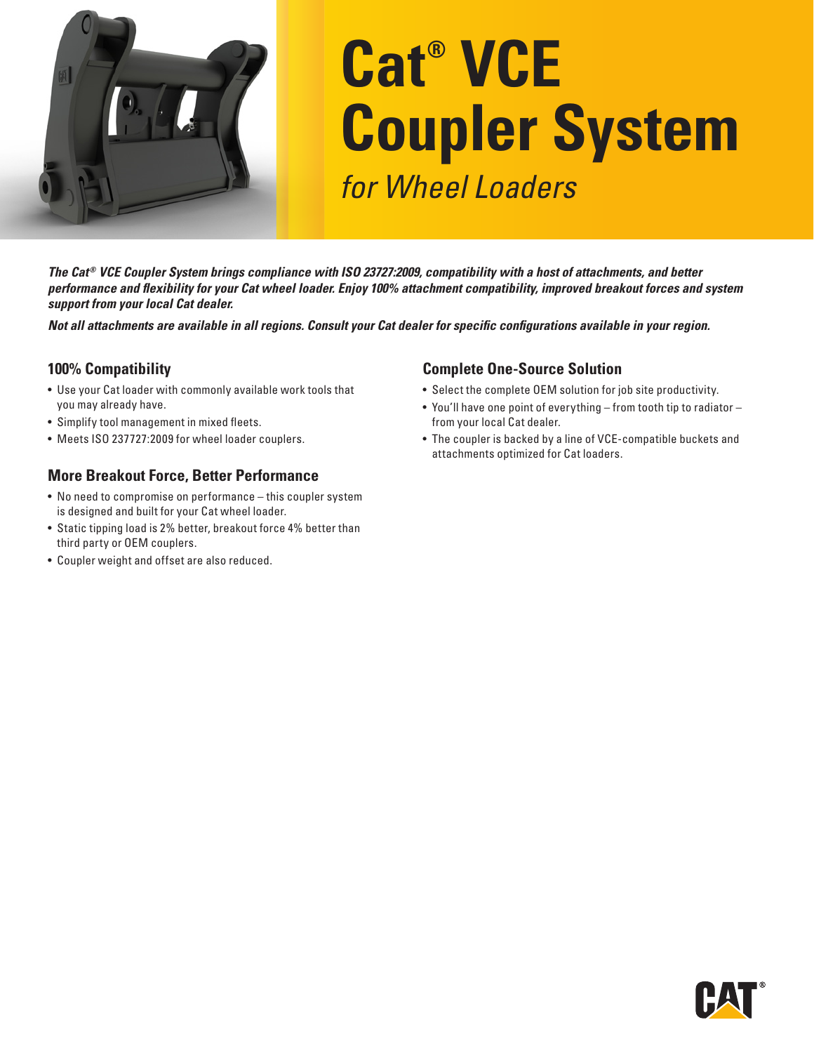# Cat® VCE Coupler System

*for Wheel Loaders*

***The Cat® VCE Coupler System brings compliance with ISO 23727:2009, compatibility with a host of attachments, and better performance and flexibility for your Cat wheel loader. Enjoy 100% attachment compatibility, improved breakout forces and system support from your local Cat dealer.***

***Not all attachments are available in all regions. Consult your Cat dealer for specific configurations available in your region.***

## 100% Compatibility

- Use your Cat loader with commonly available work tools that you may already have.
- Simplify tool management in mixed fleets.
- Meets ISO 237727:2009 for wheel loader couplers.

## More Breakout Force, Better Performance

- No need to compromise on performance – this coupler system is designed and built for your Cat wheel loader.
- Static tipping load is 2% better, breakout force 4% better than third party or OEM couplers.
- Coupler weight and offset are also reduced.

## Complete One-Source Solution

- Select the complete OEM solution for job site productivity.
- You'll have one point of everything – from tooth tip to radiator – from your local Cat dealer.
- The coupler is backed by a line of VCE-compatible buckets and attachments optimized for Cat loaders.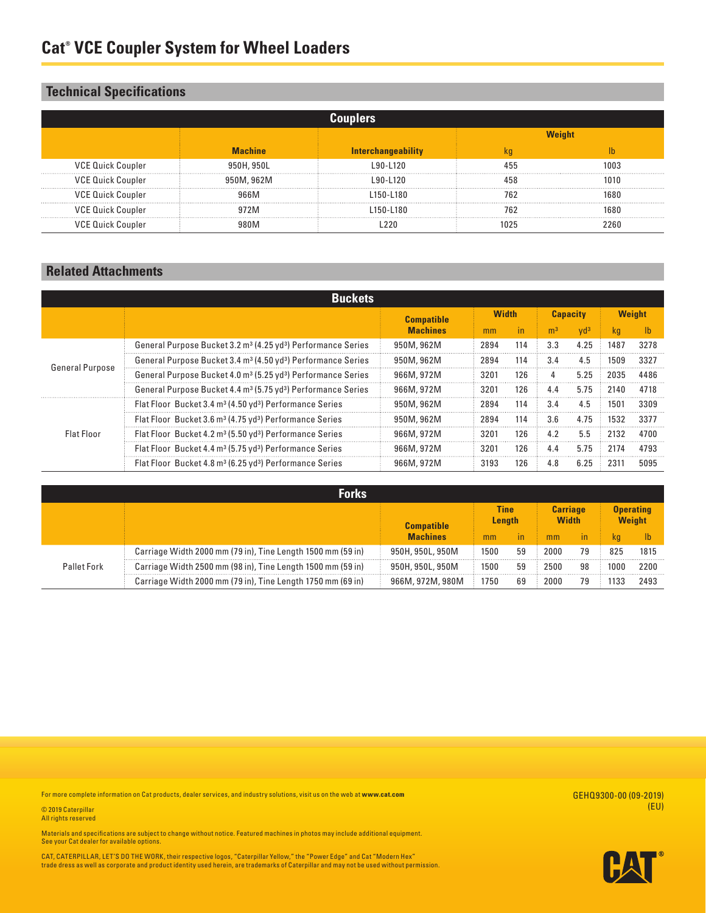# Cat® VCE Coupler System for Wheel Loaders

## Technical Specifications

**Couplers**

| | Machine | Interchangeability | Weight | |
|---|---|---|---|---|
| | | | kg | lb |
| VCE Quick Coupler | 950H, 950L | L90-L120 | 455 | 1003 |
| VCE Quick Coupler | 950M, 962M | L90-L120 | 458 | 1010 |
| VCE Quick Coupler | 966M | L150-L180 | 762 | 1680 |
| VCE Quick Coupler | 972M | L150-L180 | 762 | 1680 |
| VCE Quick Coupler | 980M | L220 | 1025 | 2260 |

## Related Attachments

**Buckets**

| | | Compatible Machines | Width | | Capacity | | Weight | |
|---|---|---|---|---|---|---|---|---|
| | | | mm | in | m³ | yd³ | kg | lb |
| General Purpose | General Purpose Bucket 3.2 m³ (4.25 yd³) Performance Series | 950M, 962M | 2894 | 114 | 3.3 | 4.25 | 1487 | 3278 |
| | General Purpose Bucket 3.4 m³ (4.50 yd³) Performance Series | 950M, 962M | 2894 | 114 | 3.4 | 4.5 | 1509 | 3327 |
| | General Purpose Bucket 4.0 m³ (5.25 yd³) Performance Series | 966M, 972M | 3201 | 126 | 4 | 5.25 | 2035 | 4486 |
| | General Purpose Bucket 4.4 m³ (5.75 yd³) Performance Series | 966M, 972M | 3201 | 126 | 4.4 | 5.75 | 2140 | 4718 |
| Flat Floor | Flat Floor Bucket 3.4 m³ (4.50 yd³) Performance Series | 950M, 962M | 2894 | 114 | 3.4 | 4.5 | 1501 | 3309 |
| | Flat Floor Bucket 3.6 m³ (4.75 yd³) Performance Series | 950M, 962M | 2894 | 114 | 3.6 | 4.75 | 1532 | 3377 |
| | Flat Floor Bucket 4.2 m³ (5.50 yd³) Performance Series | 966M, 972M | 3201 | 126 | 4.2 | 5.5 | 2132 | 4700 |
| | Flat Floor Bucket 4.4 m³ (5.75 yd³) Performance Series | 966M, 972M | 3201 | 126 | 4.4 | 5.75 | 2174 | 4793 |
| | Flat Floor Bucket 4.8 m³ (6.25 yd³) Performance Series | 966M, 972M | 3193 | 126 | 4.8 | 6.25 | 2311 | 5095 |

**Forks**

| | | Compatible Machines | Tine Length | | Carriage Width | | Operating Weight | |
|---|---|---|---|---|---|---|---|---|
| | | | mm | in | mm | in | kg | lb |
| Pallet Fork | Carriage Width 2000 mm (79 in), Tine Length 1500 mm (59 in) | 950H, 950L, 950M | 1500 | 59 | 2000 | 79 | 825 | 1815 |
| | Carriage Width 2500 mm (98 in), Tine Length 1500 mm (59 in) | 950H, 950L, 950M | 1500 | 59 | 2500 | 98 | 1000 | 2200 |
| | Carriage Width 2000 mm (79 in), Tine Length 1750 mm (69 in) | 966M, 972M, 980M | 1750 | 69 | 2000 | 79 | 1133 | 2493 |

For more complete information on Cat products, dealer services, and industry solutions, visit us on the web at **www.cat.com**

© 2019 Caterpillar
All rights reserved

Materials and specifications are subject to change without notice. Featured machines in photos may include additional equipment.
See your Cat dealer for available options.

CAT, CATERPILLAR, LET'S DO THE WORK, their respective logos, "Caterpillar Yellow," the "Power Edge" and Cat "Modern Hex" trade dress as well as corporate and product identity used herein, are trademarks of Caterpillar and may not be used without permission.

GEHQ9300-00 (09-2019)
(EU)